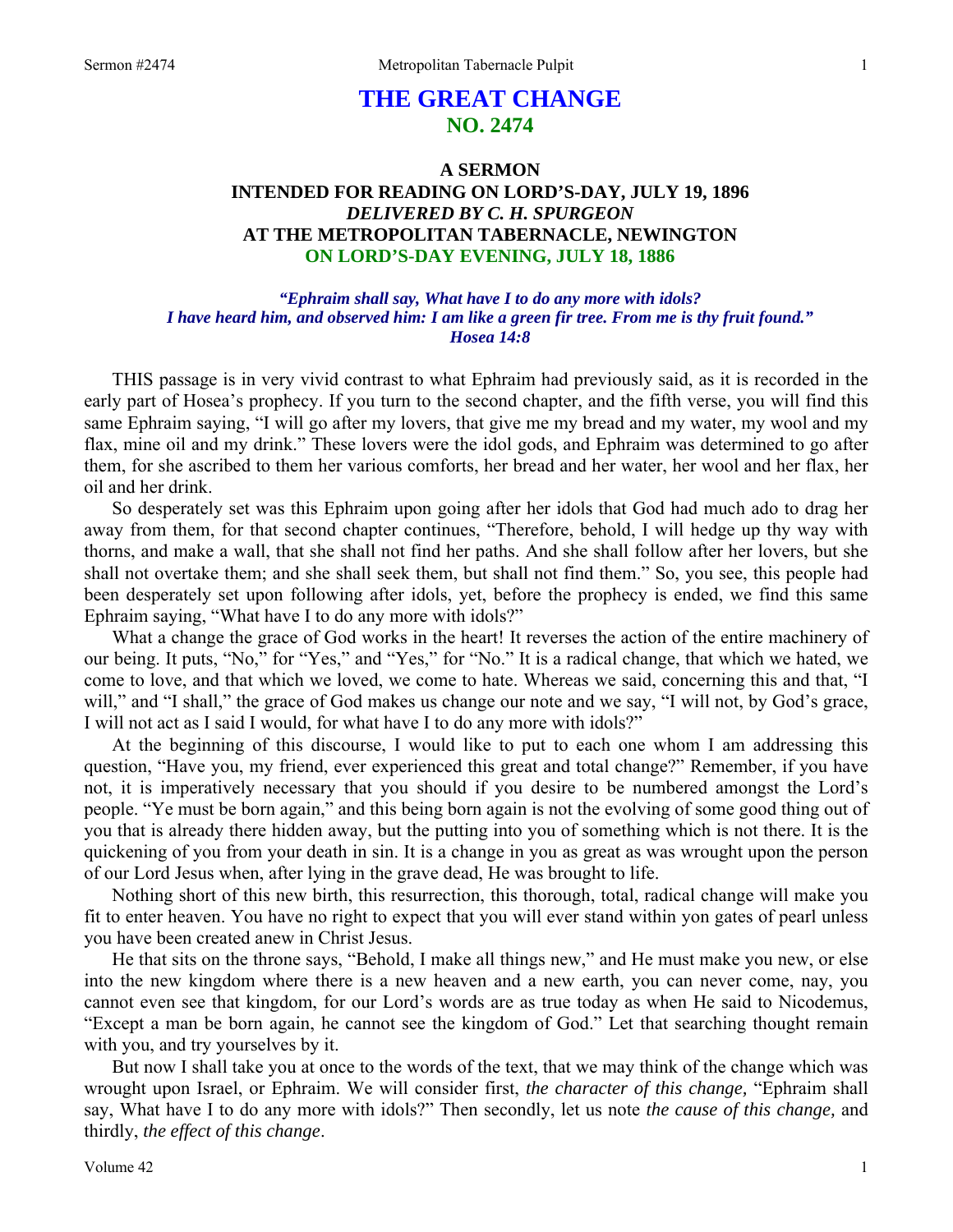# THE GREAT CHANGE
## NO. 2474

### A SERMON
### INTENDED FOR READING ON LORD'S-DAY, JULY 19, 1896
### *DELIVERED BY C. H. SPURGEON*
### AT THE METROPOLITAN TABERNACLE, NEWINGTON
### ON LORD'S-DAY EVENING, JULY 18, 1886

*"Ephraim shall say, What have I to do any more with idols? I have heard him, and observed him: I am like a green fir tree. From me is thy fruit found." Hosea 14:8*

THIS passage is in very vivid contrast to what Ephraim had previously said, as it is recorded in the early part of Hosea's prophecy. If you turn to the second chapter, and the fifth verse, you will find this same Ephraim saying, "I will go after my lovers, that give me my bread and my water, my wool and my flax, mine oil and my drink." These lovers were the idol gods, and Ephraim was determined to go after them, for she ascribed to them her various comforts, her bread and her water, her wool and her flax, her oil and her drink.

So desperately set was this Ephraim upon going after her idols that God had much ado to drag her away from them, for that second chapter continues, "Therefore, behold, I will hedge up thy way with thorns, and make a wall, that she shall not find her paths. And she shall follow after her lovers, but she shall not overtake them; and she shall seek them, but shall not find them." So, you see, this people had been desperately set upon following after idols, yet, before the prophecy is ended, we find this same Ephraim saying, "What have I to do any more with idols?"

What a change the grace of God works in the heart! It reverses the action of the entire machinery of our being. It puts, "No," for "Yes," and "Yes," for "No." It is a radical change, that which we hated, we come to love, and that which we loved, we come to hate. Whereas we said, concerning this and that, "I will," and "I shall," the grace of God makes us change our note and we say, "I will not, by God's grace, I will not act as I said I would, for what have I to do any more with idols?"

At the beginning of this discourse, I would like to put to each one whom I am addressing this question, "Have you, my friend, ever experienced this great and total change?" Remember, if you have not, it is imperatively necessary that you should if you desire to be numbered amongst the Lord's people. "Ye must be born again," and this being born again is not the evolving of some good thing out of you that is already there hidden away, but the putting into you of something which is not there. It is the quickening of you from your death in sin. It is a change in you as great as was wrought upon the person of our Lord Jesus when, after lying in the grave dead, He was brought to life.

Nothing short of this new birth, this resurrection, this thorough, total, radical change will make you fit to enter heaven. You have no right to expect that you will ever stand within yon gates of pearl unless you have been created anew in Christ Jesus.

He that sits on the throne says, "Behold, I make all things new," and He must make you new, or else into the new kingdom where there is a new heaven and a new earth, you can never come, nay, you cannot even see that kingdom, for our Lord's words are as true today as when He said to Nicodemus, "Except a man be born again, he cannot see the kingdom of God." Let that searching thought remain with you, and try yourselves by it.

But now I shall take you at once to the words of the text, that we may think of the change which was wrought upon Israel, or Ephraim. We will consider first, *the character of this change,* "Ephraim shall say, What have I to do any more with idols?" Then secondly, let us note *the cause of this change,* and thirdly, *the effect of this change*.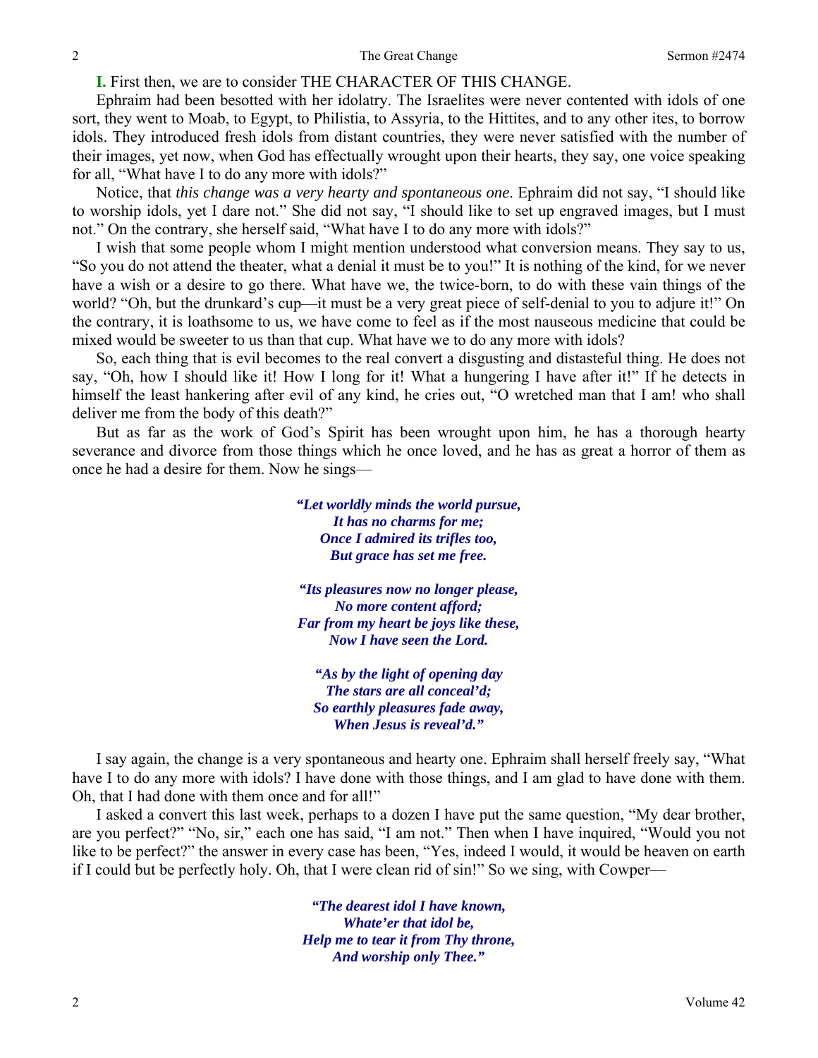**I.** First then, we are to consider THE CHARACTER OF THIS CHANGE.

Ephraim had been besotted with her idolatry. The Israelites were never contented with idols of one sort, they went to Moab, to Egypt, to Philistia, to Assyria, to the Hittites, and to any other ites, to borrow idols. They introduced fresh idols from distant countries, they were never satisfied with the number of their images, yet now, when God has effectually wrought upon their hearts, they say, one voice speaking for all, "What have I to do any more with idols?"

Notice, that *this change was a very hearty and spontaneous one*. Ephraim did not say, "I should like to worship idols, yet I dare not." She did not say, "I should like to set up engraved images, but I must not." On the contrary, she herself said, "What have I to do any more with idols?"

I wish that some people whom I might mention understood what conversion means. They say to us, "So you do not attend the theater, what a denial it must be to you!" It is nothing of the kind, for we never have a wish or a desire to go there. What have we, the twice-born, to do with these vain things of the world? "Oh, but the drunkard's cup—it must be a very great piece of self-denial to you to adjure it!" On the contrary, it is loathsome to us, we have come to feel as if the most nauseous medicine that could be mixed would be sweeter to us than that cup. What have we to do any more with idols?

So, each thing that is evil becomes to the real convert a disgusting and distasteful thing. He does not say, "Oh, how I should like it! How I long for it! What a hungering I have after it!" If he detects in himself the least hankering after evil of any kind, he cries out, "O wretched man that I am! who shall deliver me from the body of this death?"

But as far as the work of God's Spirit has been wrought upon him, he has a thorough hearty severance and divorce from those things which he once loved, and he has as great a horror of them as once he had a desire for them. Now he sings—

> ***"Let worldly minds the world pursue,***
> ***It has no charms for me;***
> ***Once I admired its trifles too,***
> ***But grace has set me free.***
>
> ***"Its pleasures now no longer please,***
> ***No more content afford;***
> ***Far from my heart be joys like these,***
> ***Now I have seen the Lord.***
>
> ***"As by the light of opening day***
> ***The stars are all conceal'd;***
> ***So earthly pleasures fade away,***
> ***When Jesus is reveal'd."***

I say again, the change is a very spontaneous and hearty one. Ephraim shall herself freely say, "What have I to do any more with idols? I have done with those things, and I am glad to have done with them. Oh, that I had done with them once and for all!"

I asked a convert this last week, perhaps to a dozen I have put the same question, "My dear brother, are you perfect?" "No, sir," each one has said, "I am not." Then when I have inquired, "Would you not like to be perfect?" the answer in every case has been, "Yes, indeed I would, it would be heaven on earth if I could but be perfectly holy. Oh, that I were clean rid of sin!" So we sing, with Cowper—

> ***"The dearest idol I have known,***
> ***Whate'er that idol be,***
> ***Help me to tear it from Thy throne,***
> ***And worship only Thee."***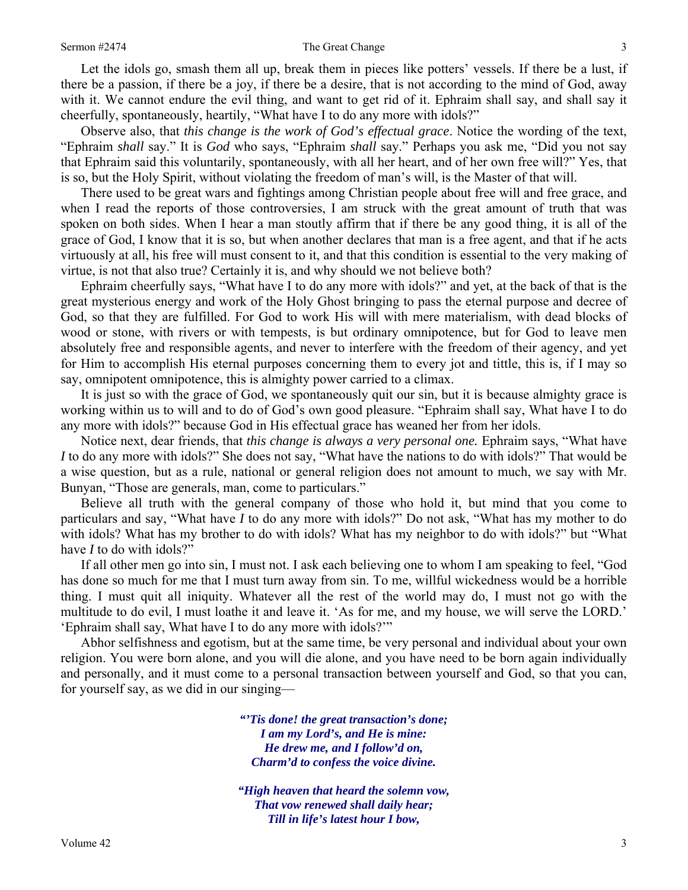Let the idols go, smash them all up, break them in pieces like potters' vessels. If there be a lust, if there be a passion, if there be a joy, if there be a desire, that is not according to the mind of God, away with it. We cannot endure the evil thing, and want to get rid of it. Ephraim shall say, and shall say it cheerfully, spontaneously, heartily, "What have I to do any more with idols?"

Observe also, that *this change is the work of God's effectual grace*. Notice the wording of the text, "Ephraim *shall* say." It is *God* who says, "Ephraim *shall* say." Perhaps you ask me, "Did you not say that Ephraim said this voluntarily, spontaneously, with all her heart, and of her own free will?" Yes, that is so, but the Holy Spirit, without violating the freedom of man's will, is the Master of that will.

There used to be great wars and fightings among Christian people about free will and free grace, and when I read the reports of those controversies, I am struck with the great amount of truth that was spoken on both sides. When I hear a man stoutly affirm that if there be any good thing, it is all of the grace of God, I know that it is so, but when another declares that man is a free agent, and that if he acts virtuously at all, his free will must consent to it, and that this condition is essential to the very making of virtue, is not that also true? Certainly it is, and why should we not believe both?

Ephraim cheerfully says, "What have I to do any more with idols?" and yet, at the back of that is the great mysterious energy and work of the Holy Ghost bringing to pass the eternal purpose and decree of God, so that they are fulfilled. For God to work His will with mere materialism, with dead blocks of wood or stone, with rivers or with tempests, is but ordinary omnipotence, but for God to leave men absolutely free and responsible agents, and never to interfere with the freedom of their agency, and yet for Him to accomplish His eternal purposes concerning them to every jot and tittle, this is, if I may so say, omnipotent omnipotence, this is almighty power carried to a climax.

It is just so with the grace of God, we spontaneously quit our sin, but it is because almighty grace is working within us to will and to do of God's own good pleasure. "Ephraim shall say, What have I to do any more with idols?" because God in His effectual grace has weaned her from her idols.

Notice next, dear friends, that *this change is always a very personal one.* Ephraim says, "What have *I* to do any more with idols?" She does not say, "What have the nations to do with idols?" That would be a wise question, but as a rule, national or general religion does not amount to much, we say with Mr. Bunyan, "Those are generals, man, come to particulars."

Believe all truth with the general company of those who hold it, but mind that you come to particulars and say, "What have *I* to do any more with idols?" Do not ask, "What has my mother to do with idols? What has my brother to do with idols? What has my neighbor to do with idols?" but "What have *I* to do with idols?"

If all other men go into sin, I must not. I ask each believing one to whom I am speaking to feel, "God has done so much for me that I must turn away from sin. To me, willful wickedness would be a horrible thing. I must quit all iniquity. Whatever all the rest of the world may do, I must not go with the multitude to do evil, I must loathe it and leave it. 'As for me, and my house, we will serve the LORD.' 'Ephraim shall say, What have I to do any more with idols?'"

Abhor selfishness and egotism, but at the same time, be very personal and individual about your own religion. You were born alone, and you will die alone, and you have need to be born again individually and personally, and it must come to a personal transaction between yourself and God, so that you can, for yourself say, as we did in our singing—

> ***"'Tis done! the great transaction's done;***
> ***I am my Lord's, and He is mine:***
> ***He drew me, and I follow'd on,***
> ***Charm'd to confess the voice divine.***
>
> ***"High heaven that heard the solemn vow,***
> ***That vow renewed shall daily hear;***
> ***Till in life's latest hour I bow,***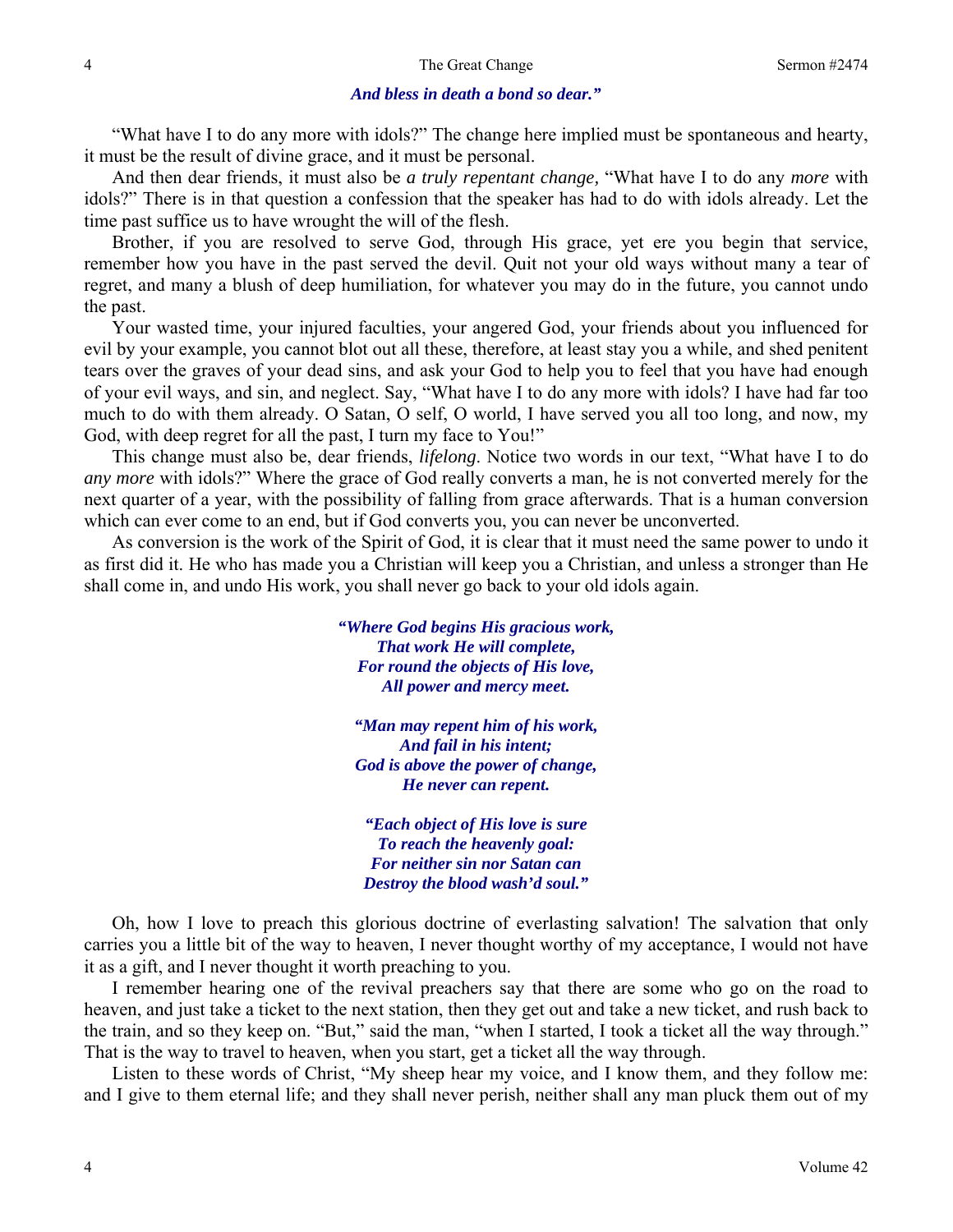*And bless in death a bond so dear."*

"What have I to do any more with idols?" The change here implied must be spontaneous and hearty, it must be the result of divine grace, and it must be personal.

And then dear friends, it must also be *a truly repentant change,* "What have I to do any *more* with idols?" There is in that question a confession that the speaker has had to do with idols already. Let the time past suffice us to have wrought the will of the flesh.

Brother, if you are resolved to serve God, through His grace, yet ere you begin that service, remember how you have in the past served the devil. Quit not your old ways without many a tear of regret, and many a blush of deep humiliation, for whatever you may do in the future, you cannot undo the past.

Your wasted time, your injured faculties, your angered God, your friends about you influenced for evil by your example, you cannot blot out all these, therefore, at least stay you a while, and shed penitent tears over the graves of your dead sins, and ask your God to help you to feel that you have had enough of your evil ways, and sin, and neglect. Say, "What have I to do any more with idols? I have had far too much to do with them already. O Satan, O self, O world, I have served you all too long, and now, my God, with deep regret for all the past, I turn my face to You!"

This change must also be, dear friends, *lifelong*. Notice two words in our text, "What have I to do *any more* with idols?" Where the grace of God really converts a man, he is not converted merely for the next quarter of a year, with the possibility of falling from grace afterwards. That is a human conversion which can ever come to an end, but if God converts you, you can never be unconverted.

As conversion is the work of the Spirit of God, it is clear that it must need the same power to undo it as first did it. He who has made you a Christian will keep you a Christian, and unless a stronger than He shall come in, and undo His work, you shall never go back to your old idols again.

*"Where God begins His gracious work,*
*That work He will complete,*
*For round the objects of His love,*
*All power and mercy meet.*

*"Man may repent him of his work,*
*And fail in his intent;*
*God is above the power of change,*
*He never can repent.*

*"Each object of His love is sure*
*To reach the heavenly goal:*
*For neither sin nor Satan can*
*Destroy the blood wash'd soul."*

Oh, how I love to preach this glorious doctrine of everlasting salvation! The salvation that only carries you a little bit of the way to heaven, I never thought worthy of my acceptance, I would not have it as a gift, and I never thought it worth preaching to you.

I remember hearing one of the revival preachers say that there are some who go on the road to heaven, and just take a ticket to the next station, then they get out and take a new ticket, and rush back to the train, and so they keep on. "But," said the man, "when I started, I took a ticket all the way through." That is the way to travel to heaven, when you start, get a ticket all the way through.

Listen to these words of Christ, "My sheep hear my voice, and I know them, and they follow me: and I give to them eternal life; and they shall never perish, neither shall any man pluck them out of my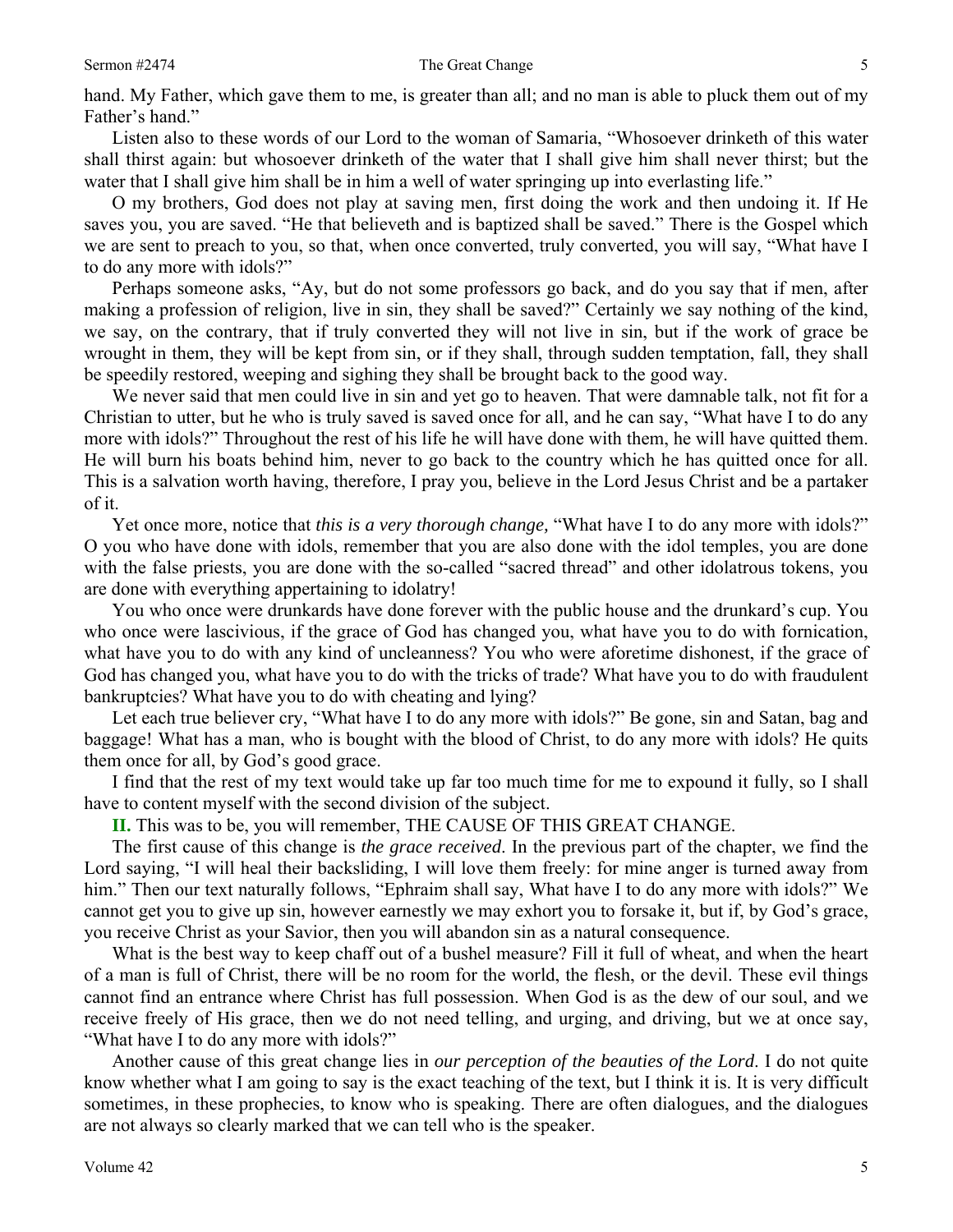hand. My Father, which gave them to me, is greater than all; and no man is able to pluck them out of my Father's hand."

Listen also to these words of our Lord to the woman of Samaria, "Whosoever drinketh of this water shall thirst again: but whosoever drinketh of the water that I shall give him shall never thirst; but the water that I shall give him shall be in him a well of water springing up into everlasting life."

O my brothers, God does not play at saving men, first doing the work and then undoing it. If He saves you, you are saved. "He that believeth and is baptized shall be saved." There is the Gospel which we are sent to preach to you, so that, when once converted, truly converted, you will say, "What have I to do any more with idols?"

Perhaps someone asks, "Ay, but do not some professors go back, and do you say that if men, after making a profession of religion, live in sin, they shall be saved?" Certainly we say nothing of the kind, we say, on the contrary, that if truly converted they will not live in sin, but if the work of grace be wrought in them, they will be kept from sin, or if they shall, through sudden temptation, fall, they shall be speedily restored, weeping and sighing they shall be brought back to the good way.

We never said that men could live in sin and yet go to heaven. That were damnable talk, not fit for a Christian to utter, but he who is truly saved is saved once for all, and he can say, "What have I to do any more with idols?" Throughout the rest of his life he will have done with them, he will have quitted them. He will burn his boats behind him, never to go back to the country which he has quitted once for all. This is a salvation worth having, therefore, I pray you, believe in the Lord Jesus Christ and be a partaker of it.

Yet once more, notice that *this is a very thorough change,* "What have I to do any more with idols?" O you who have done with idols, remember that you are also done with the idol temples, you are done with the false priests, you are done with the so-called "sacred thread" and other idolatrous tokens, you are done with everything appertaining to idolatry!

You who once were drunkards have done forever with the public house and the drunkard's cup. You who once were lascivious, if the grace of God has changed you, what have you to do with fornication, what have you to do with any kind of uncleanness? You who were aforetime dishonest, if the grace of God has changed you, what have you to do with the tricks of trade? What have you to do with fraudulent bankruptcies? What have you to do with cheating and lying?

Let each true believer cry, "What have I to do any more with idols?" Be gone, sin and Satan, bag and baggage! What has a man, who is bought with the blood of Christ, to do any more with idols? He quits them once for all, by God's good grace.

I find that the rest of my text would take up far too much time for me to expound it fully, so I shall have to content myself with the second division of the subject.

**II.** This was to be, you will remember, THE CAUSE OF THIS GREAT CHANGE.

The first cause of this change is *the grace received*. In the previous part of the chapter, we find the Lord saying, "I will heal their backsliding, I will love them freely: for mine anger is turned away from him." Then our text naturally follows, "Ephraim shall say, What have I to do any more with idols?" We cannot get you to give up sin, however earnestly we may exhort you to forsake it, but if, by God's grace, you receive Christ as your Savior, then you will abandon sin as a natural consequence.

What is the best way to keep chaff out of a bushel measure? Fill it full of wheat, and when the heart of a man is full of Christ, there will be no room for the world, the flesh, or the devil. These evil things cannot find an entrance where Christ has full possession. When God is as the dew of our soul, and we receive freely of His grace, then we do not need telling, and urging, and driving, but we at once say, "What have I to do any more with idols?"

Another cause of this great change lies in *our perception of the beauties of the Lord*. I do not quite know whether what I am going to say is the exact teaching of the text, but I think it is. It is very difficult sometimes, in these prophecies, to know who is speaking. There are often dialogues, and the dialogues are not always so clearly marked that we can tell who is the speaker.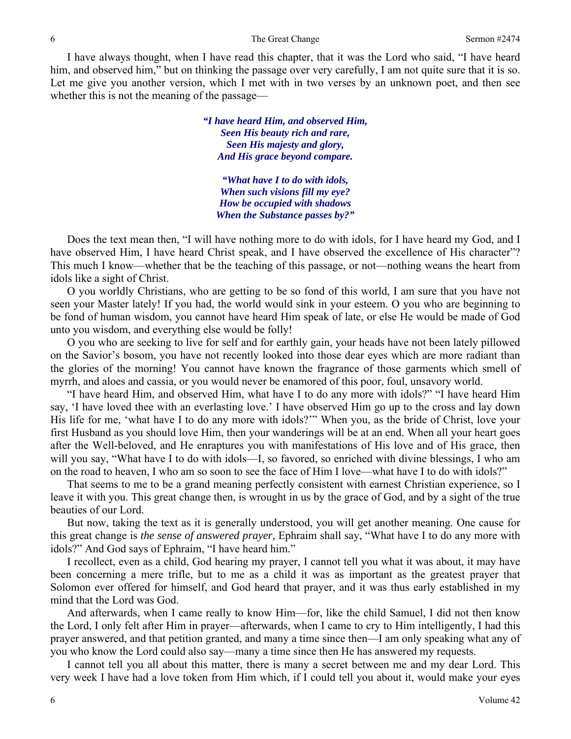I have always thought, when I have read this chapter, that it was the Lord who said, "I have heard him, and observed him," but on thinking the passage over very carefully, I am not quite sure that it is so. Let me give you another version, which I met with in two verses by an unknown poet, and then see whether this is not the meaning of the passage—

> ***"I have heard Him, and observed Him,***
> ***Seen His beauty rich and rare,***
> ***Seen His majesty and glory,***
> ***And His grace beyond compare.***
>
> ***"What have I to do with idols,***
> ***When such visions fill my eye?***
> ***How be occupied with shadows***
> ***When the Substance passes by?"***

Does the text mean then, "I will have nothing more to do with idols, for I have heard my God, and I have observed Him, I have heard Christ speak, and I have observed the excellence of His character"? This much I know—whether that be the teaching of this passage, or not—nothing weans the heart from idols like a sight of Christ.

O you worldly Christians, who are getting to be so fond of this world, I am sure that you have not seen your Master lately! If you had, the world would sink in your esteem. O you who are beginning to be fond of human wisdom, you cannot have heard Him speak of late, or else He would be made of God unto you wisdom, and everything else would be folly!

O you who are seeking to live for self and for earthly gain, your heads have not been lately pillowed on the Savior's bosom, you have not recently looked into those dear eyes which are more radiant than the glories of the morning! You cannot have known the fragrance of those garments which smell of myrrh, and aloes and cassia, or you would never be enamored of this poor, foul, unsavory world.

"I have heard Him, and observed Him, what have I to do any more with idols?" "I have heard Him say, 'I have loved thee with an everlasting love.' I have observed Him go up to the cross and lay down His life for me, 'what have I to do any more with idols?'" When you, as the bride of Christ, love your first Husband as you should love Him, then your wanderings will be at an end. When all your heart goes after the Well-beloved, and He enraptures you with manifestations of His love and of His grace, then will you say, "What have I to do with idols—I, so favored, so enriched with divine blessings, I who am on the road to heaven, I who am so soon to see the face of Him I love—what have I to do with idols?"

That seems to me to be a grand meaning perfectly consistent with earnest Christian experience, so I leave it with you. This great change then, is wrought in us by the grace of God, and by a sight of the true beauties of our Lord.

But now, taking the text as it is generally understood, you will get another meaning. One cause for this great change is *the sense of answered prayer,* Ephraim shall say, "What have I to do any more with idols?" And God says of Ephraim, "I have heard him."

I recollect, even as a child, God hearing my prayer, I cannot tell you what it was about, it may have been concerning a mere trifle, but to me as a child it was as important as the greatest prayer that Solomon ever offered for himself, and God heard that prayer, and it was thus early established in my mind that the Lord was God.

And afterwards, when I came really to know Him—for, like the child Samuel, I did not then know the Lord, I only felt after Him in prayer—afterwards, when I came to cry to Him intelligently, I had this prayer answered, and that petition granted, and many a time since then—I am only speaking what any of you who know the Lord could also say—many a time since then He has answered my requests.

I cannot tell you all about this matter, there is many a secret between me and my dear Lord. This very week I have had a love token from Him which, if I could tell you about it, would make your eyes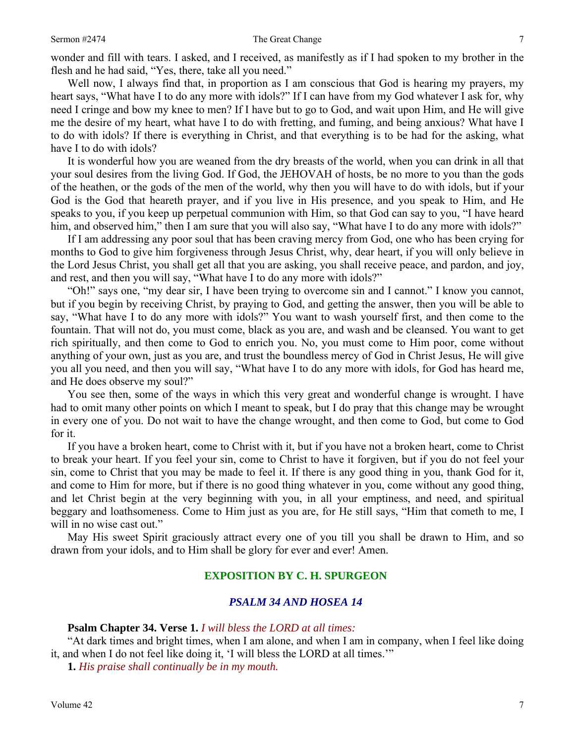wonder and fill with tears. I asked, and I received, as manifestly as if I had spoken to my brother in the flesh and he had said, "Yes, there, take all you need."

Well now, I always find that, in proportion as I am conscious that God is hearing my prayers, my heart says, "What have I to do any more with idols?" If I can have from my God whatever I ask for, why need I cringe and bow my knee to men? If I have but to go to God, and wait upon Him, and He will give me the desire of my heart, what have I to do with fretting, and fuming, and being anxious? What have I to do with idols? If there is everything in Christ, and that everything is to be had for the asking, what have I to do with idols?

It is wonderful how you are weaned from the dry breasts of the world, when you can drink in all that your soul desires from the living God. If God, the JEHOVAH of hosts, be no more to you than the gods of the heathen, or the gods of the men of the world, why then you will have to do with idols, but if your God is the God that heareth prayer, and if you live in His presence, and you speak to Him, and He speaks to you, if you keep up perpetual communion with Him, so that God can say to you, "I have heard him, and observed him," then I am sure that you will also say, "What have I to do any more with idols?"

If I am addressing any poor soul that has been craving mercy from God, one who has been crying for months to God to give him forgiveness through Jesus Christ, why, dear heart, if you will only believe in the Lord Jesus Christ, you shall get all that you are asking, you shall receive peace, and pardon, and joy, and rest, and then you will say, "What have I to do any more with idols?"

"Oh!" says one, "my dear sir, I have been trying to overcome sin and I cannot." I know you cannot, but if you begin by receiving Christ, by praying to God, and getting the answer, then you will be able to say, "What have I to do any more with idols?" You want to wash yourself first, and then come to the fountain. That will not do, you must come, black as you are, and wash and be cleansed. You want to get rich spiritually, and then come to God to enrich you. No, you must come to Him poor, come without anything of your own, just as you are, and trust the boundless mercy of God in Christ Jesus, He will give you all you need, and then you will say, "What have I to do any more with idols, for God has heard me, and He does observe my soul?"

You see then, some of the ways in which this very great and wonderful change is wrought. I have had to omit many other points on which I meant to speak, but I do pray that this change may be wrought in every one of you. Do not wait to have the change wrought, and then come to God, but come to God for it.

If you have a broken heart, come to Christ with it, but if you have not a broken heart, come to Christ to break your heart. If you feel your sin, come to Christ to have it forgiven, but if you do not feel your sin, come to Christ that you may be made to feel it. If there is any good thing in you, thank God for it, and come to Him for more, but if there is no good thing whatever in you, come without any good thing, and let Christ begin at the very beginning with you, in all your emptiness, and need, and spiritual beggary and loathsomeness. Come to Him just as you are, for He still says, "Him that cometh to me, I will in no wise cast out."

May His sweet Spirit graciously attract every one of you till you shall be drawn to Him, and so drawn from your idols, and to Him shall be glory for ever and ever! Amen.

## EXPOSITION BY C. H. SPURGEON

### *PSALM 34 AND HOSEA 14*

**Psalm Chapter 34. Verse 1.** *I will bless the LORD at all times:*

"At dark times and bright times, when I am alone, and when I am in company, when I feel like doing it, and when I do not feel like doing it, 'I will bless the LORD at all times.'"

**1.** *His praise shall continually be in my mouth.*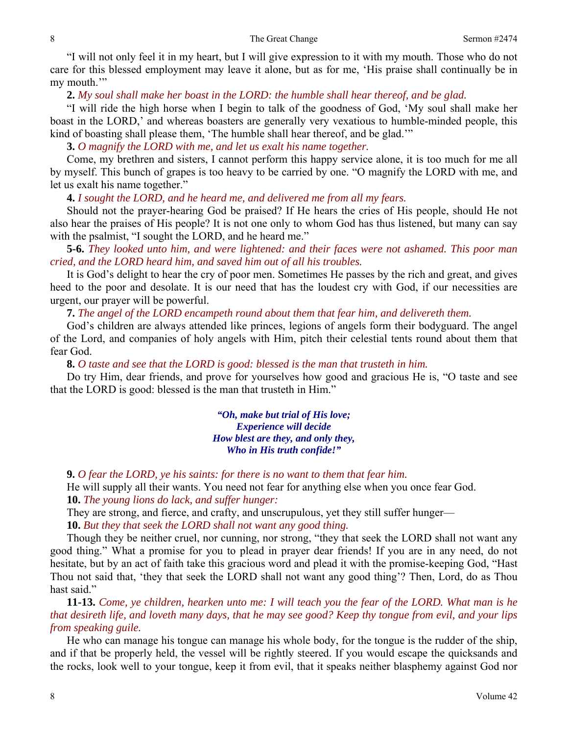"I will not only feel it in my heart, but I will give expression to it with my mouth. Those who do not care for this blessed employment may leave it alone, but as for me, 'His praise shall continually be in my mouth.'"

**2.** *My soul shall make her boast in the LORD: the humble shall hear thereof, and be glad.*

"I will ride the high horse when I begin to talk of the goodness of God, 'My soul shall make her boast in the LORD,' and whereas boasters are generally very vexatious to humble-minded people, this kind of boasting shall please them, 'The humble shall hear thereof, and be glad.'"

**3.** *O magnify the LORD with me, and let us exalt his name together.*

Come, my brethren and sisters, I cannot perform this happy service alone, it is too much for me all by myself. This bunch of grapes is too heavy to be carried by one. "O magnify the LORD with me, and let us exalt his name together."

**4.** *I sought the LORD, and he heard me, and delivered me from all my fears.*

Should not the prayer-hearing God be praised? If He hears the cries of His people, should He not also hear the praises of His people? It is not one only to whom God has thus listened, but many can say with the psalmist, "I sought the LORD, and he heard me."

**5-6.** *They looked unto him, and were lightened: and their faces were not ashamed. This poor man cried, and the LORD heard him, and saved him out of all his troubles.*

It is God's delight to hear the cry of poor men. Sometimes He passes by the rich and great, and gives heed to the poor and desolate. It is our need that has the loudest cry with God, if our necessities are urgent, our prayer will be powerful.

**7.** *The angel of the LORD encampeth round about them that fear him, and delivereth them.*

God's children are always attended like princes, legions of angels form their bodyguard. The angel of the Lord, and companies of holy angels with Him, pitch their celestial tents round about them that fear God.

**8.** *O taste and see that the LORD is good: blessed is the man that trusteth in him.*

Do try Him, dear friends, and prove for yourselves how good and gracious He is, "O taste and see that the LORD is good: blessed is the man that trusteth in Him."

> ***"Oh, make but trial of His love;***
> ***Experience will decide***
> ***How blest are they, and only they,***
> ***Who in His truth confide!"***

**9.** *O fear the LORD, ye his saints: for there is no want to them that fear him.*

He will supply all their wants. You need not fear for anything else when you once fear God.

**10.** *The young lions do lack, and suffer hunger:*

They are strong, and fierce, and crafty, and unscrupulous, yet they still suffer hunger—

**10.** *But they that seek the LORD shall not want any good thing.*

Though they be neither cruel, nor cunning, nor strong, "they that seek the LORD shall not want any good thing." What a promise for you to plead in prayer dear friends! If you are in any need, do not hesitate, but by an act of faith take this gracious word and plead it with the promise-keeping God, "Hast Thou not said that, 'they that seek the LORD shall not want any good thing'? Then, Lord, do as Thou hast said."

**11-13.** *Come, ye children, hearken unto me: I will teach you the fear of the LORD. What man is he that desireth life, and loveth many days, that he may see good? Keep thy tongue from evil, and your lips from speaking guile.*

He who can manage his tongue can manage his whole body, for the tongue is the rudder of the ship, and if that be properly held, the vessel will be rightly steered. If you would escape the quicksands and the rocks, look well to your tongue, keep it from evil, that it speaks neither blasphemy against God nor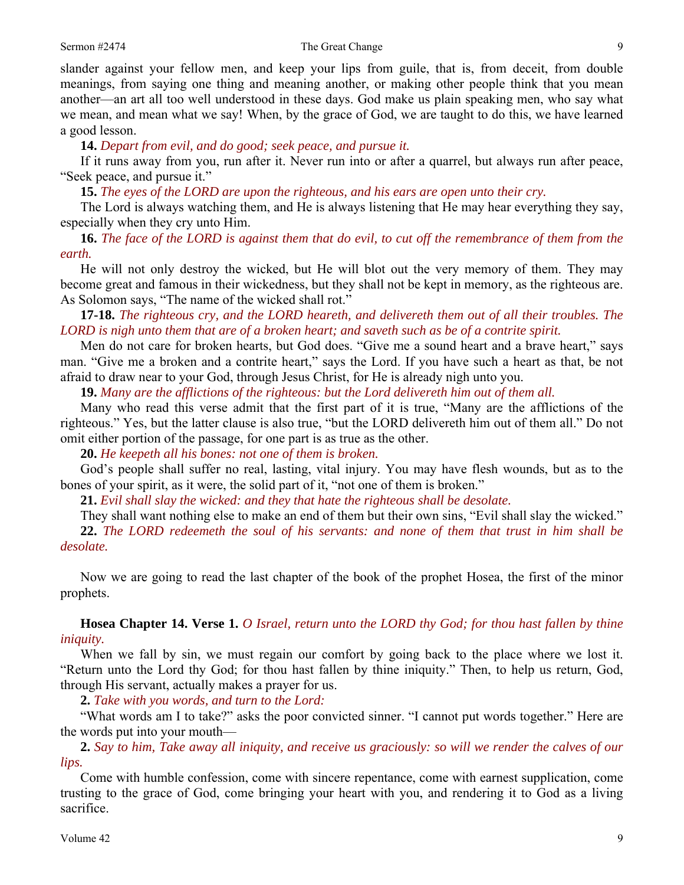slander against your fellow men, and keep your lips from guile, that is, from deceit, from double meanings, from saying one thing and meaning another, or making other people think that you mean another—an art all too well understood in these days. God make us plain speaking men, who say what we mean, and mean what we say! When, by the grace of God, we are taught to do this, we have learned a good lesson.

**14.** *Depart from evil, and do good; seek peace, and pursue it.*

If it runs away from you, run after it. Never run into or after a quarrel, but always run after peace, "Seek peace, and pursue it."

**15.** *The eyes of the LORD are upon the righteous, and his ears are open unto their cry.*

The Lord is always watching them, and He is always listening that He may hear everything they say, especially when they cry unto Him.

**16.** *The face of the LORD is against them that do evil, to cut off the remembrance of them from the earth.*

He will not only destroy the wicked, but He will blot out the very memory of them. They may become great and famous in their wickedness, but they shall not be kept in memory, as the righteous are. As Solomon says, "The name of the wicked shall rot."

**17-18.** *The righteous cry, and the LORD heareth, and delivereth them out of all their troubles. The LORD is nigh unto them that are of a broken heart; and saveth such as be of a contrite spirit.*

Men do not care for broken hearts, but God does. "Give me a sound heart and a brave heart," says man. "Give me a broken and a contrite heart," says the Lord. If you have such a heart as that, be not afraid to draw near to your God, through Jesus Christ, for He is already nigh unto you.

**19.** *Many are the afflictions of the righteous: but the Lord delivereth him out of them all.*

Many who read this verse admit that the first part of it is true, "Many are the afflictions of the righteous." Yes, but the latter clause is also true, "but the LORD delivereth him out of them all." Do not omit either portion of the passage, for one part is as true as the other.

**20.** *He keepeth all his bones: not one of them is broken.*

God's people shall suffer no real, lasting, vital injury. You may have flesh wounds, but as to the bones of your spirit, as it were, the solid part of it, "not one of them is broken."

**21.** *Evil shall slay the wicked: and they that hate the righteous shall be desolate.*

They shall want nothing else to make an end of them but their own sins, "Evil shall slay the wicked."

**22.** *The LORD redeemeth the soul of his servants: and none of them that trust in him shall be desolate.*

Now we are going to read the last chapter of the book of the prophet Hosea, the first of the minor prophets.

**Hosea Chapter 14. Verse 1.** *O Israel, return unto the LORD thy God; for thou hast fallen by thine iniquity.*

When we fall by sin, we must regain our comfort by going back to the place where we lost it. "Return unto the Lord thy God; for thou hast fallen by thine iniquity." Then, to help us return, God, through His servant, actually makes a prayer for us.

**2.** *Take with you words, and turn to the Lord:*

"What words am I to take?" asks the poor convicted sinner. "I cannot put words together." Here are the words put into your mouth—

**2.** *Say to him, Take away all iniquity, and receive us graciously: so will we render the calves of our lips.*

Come with humble confession, come with sincere repentance, come with earnest supplication, come trusting to the grace of God, come bringing your heart with you, and rendering it to God as a living sacrifice.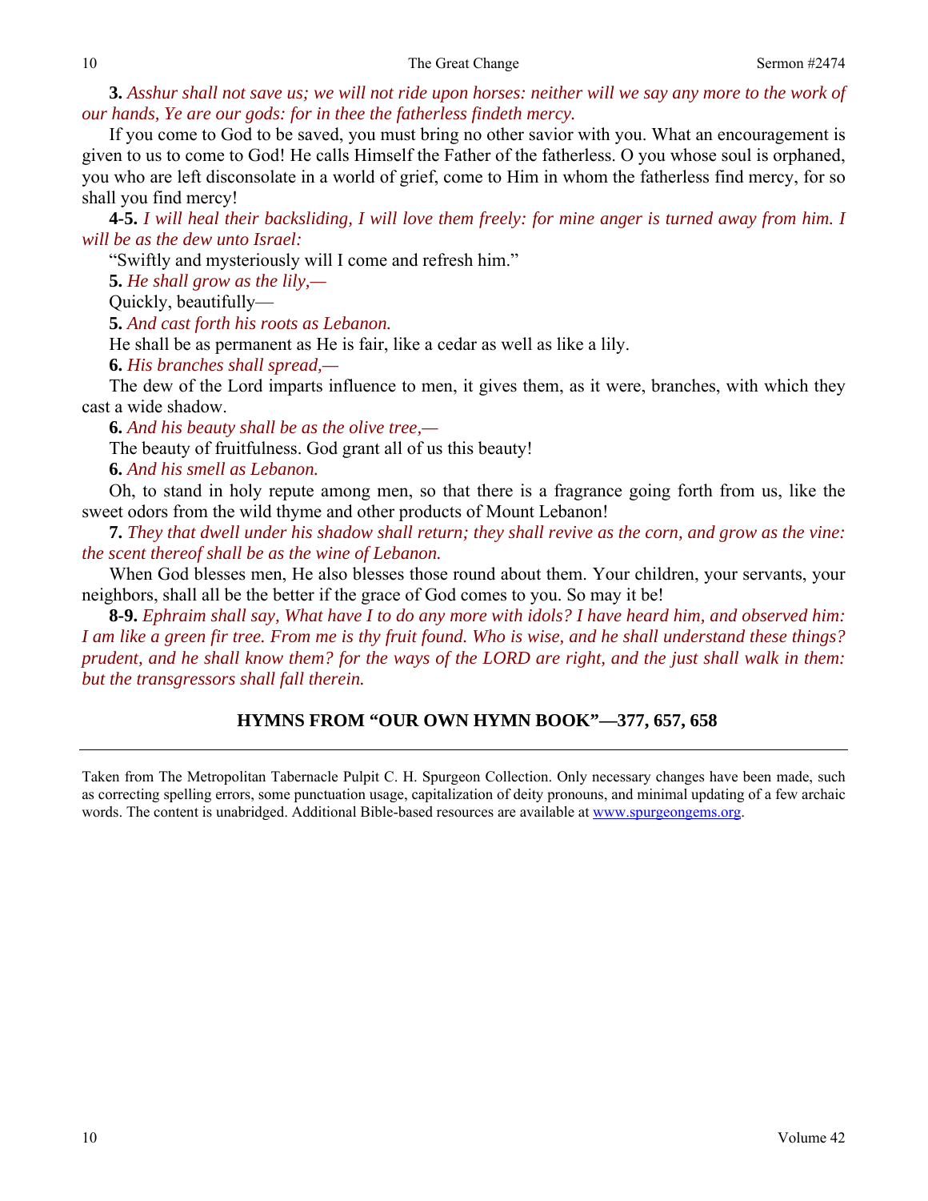**3.** *Asshur shall not save us; we will not ride upon horses: neither will we say any more to the work of our hands, Ye are our gods: for in thee the fatherless findeth mercy.*

If you come to God to be saved, you must bring no other savior with you. What an encouragement is given to us to come to God! He calls Himself the Father of the fatherless. O you whose soul is orphaned, you who are left disconsolate in a world of grief, come to Him in whom the fatherless find mercy, for so shall you find mercy!

**4-5.** *I will heal their backsliding, I will love them freely: for mine anger is turned away from him. I will be as the dew unto Israel:*

"Swiftly and mysteriously will I come and refresh him."

**5.** *He shall grow as the lily,—*

Quickly, beautifully—

**5.** *And cast forth his roots as Lebanon.*

He shall be as permanent as He is fair, like a cedar as well as like a lily.

**6.** *His branches shall spread,—*

The dew of the Lord imparts influence to men, it gives them, as it were, branches, with which they cast a wide shadow.

**6.** *And his beauty shall be as the olive tree,—*

The beauty of fruitfulness. God grant all of us this beauty!

**6.** *And his smell as Lebanon.*

Oh, to stand in holy repute among men, so that there is a fragrance going forth from us, like the sweet odors from the wild thyme and other products of Mount Lebanon!

**7.** *They that dwell under his shadow shall return; they shall revive as the corn, and grow as the vine: the scent thereof shall be as the wine of Lebanon.*

When God blesses men, He also blesses those round about them. Your children, your servants, your neighbors, shall all be the better if the grace of God comes to you. So may it be!

**8-9.** *Ephraim shall say, What have I to do any more with idols? I have heard him, and observed him: I am like a green fir tree. From me is thy fruit found. Who is wise, and he shall understand these things? prudent, and he shall know them? for the ways of the LORD are right, and the just shall walk in them: but the transgressors shall fall therein.*

## HYMNS FROM "OUR OWN HYMN BOOK"—377, 657, 658

---

Taken from The Metropolitan Tabernacle Pulpit C. H. Spurgeon Collection. Only necessary changes have been made, such as correcting spelling errors, some punctuation usage, capitalization of deity pronouns, and minimal updating of a few archaic words. The content is unabridged. Additional Bible-based resources are available at www.spurgeongems.org.